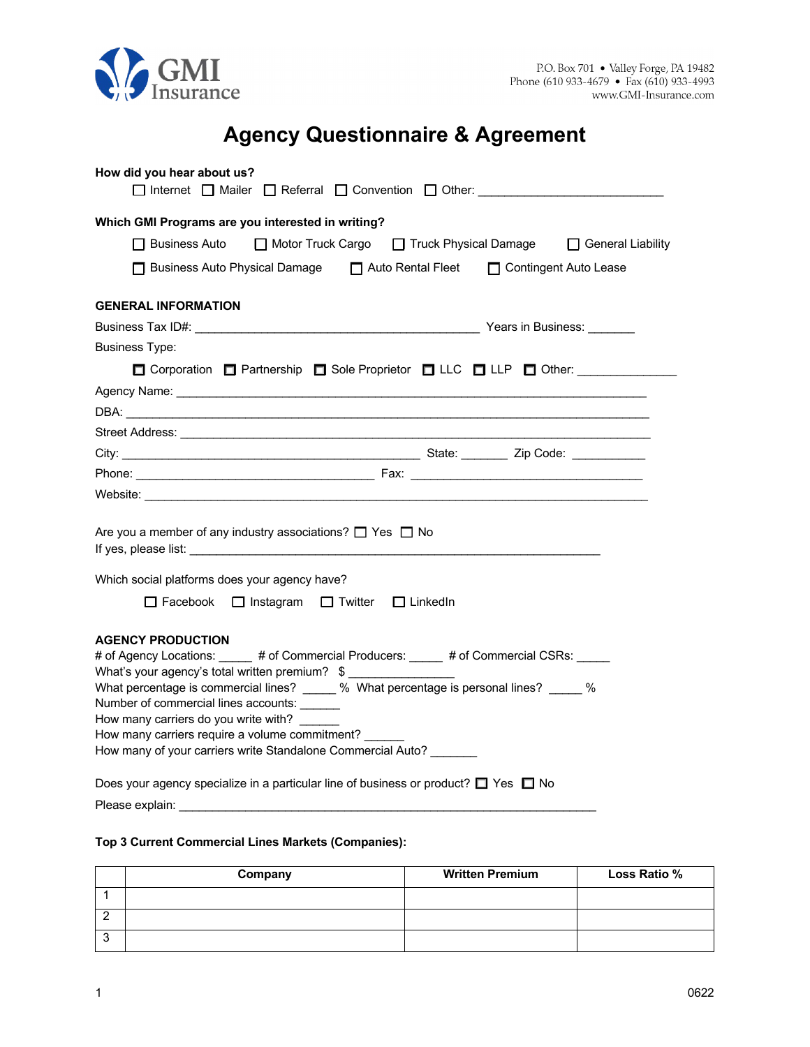GMI Insurance

P.O. Box 701 • Valley Forge, PA 19482
Phone (610 933-4679 • Fax (610) 933-4993
www.GMI-Insurance.com

# Agency Questionnaire & Agreement

**How did you hear about us?**

☐ Internet ☐ Mailer ☐ Referral ☐ Convention ☐ Other: ___________________________

**Which GMI Programs are you interested in writing?**

☐ Business Auto ☐ Motor Truck Cargo ☐ Truck Physical Damage ☐ General Liability

☐ Business Auto Physical Damage ☐ Auto Rental Fleet ☐ Contingent Auto Lease

## GENERAL INFORMATION

Business Tax ID#: ___________________________________________ Years in Business: _______

Business Type:

☐ Corporation ☐ Partnership ☐ Sole Proprietor ☐ LLC ☐ LLP ☐ Other: _______________

Agency Name: ______________________________________________________________________

DBA: _____________________________________________________________________________

Street Address: _____________________________________________________________________

City: ______________________________________________ State: _______ Zip Code: ___________

Phone: ____________________________________ Fax: ___________________________________

Website: __________________________________________________________________________

Are you a member of any industry associations? ☐ Yes ☐ No

If yes, please list: ______________________________________________________________

Which social platforms does your agency have?

☐ Facebook ☐ Instagram ☐ Twitter ☐ LinkedIn

## AGENCY PRODUCTION

\# of Agency Locations: _____ # of Commercial Producers: _____ # of Commercial CSRs: _____

What's your agency's total written premium? $ ________________

What percentage is commercial lines? _____ % What percentage is personal lines? _____ %

Number of commercial lines accounts: ______

How many carriers do you write with? ______

How many carriers require a volume commitment? ______

How many of your carriers write Standalone Commercial Auto? _______

Does your agency specialize in a particular line of business or product? ☐ Yes ☐ No

Please explain: ______________________________________________________________

**Top 3 Current Commercial Lines Markets (Companies):**

| | Company | Written Premium | Loss Ratio % |
|---|---|---|---|
| 1 | | | |
| 2 | | | |
| 3 | | | |

0622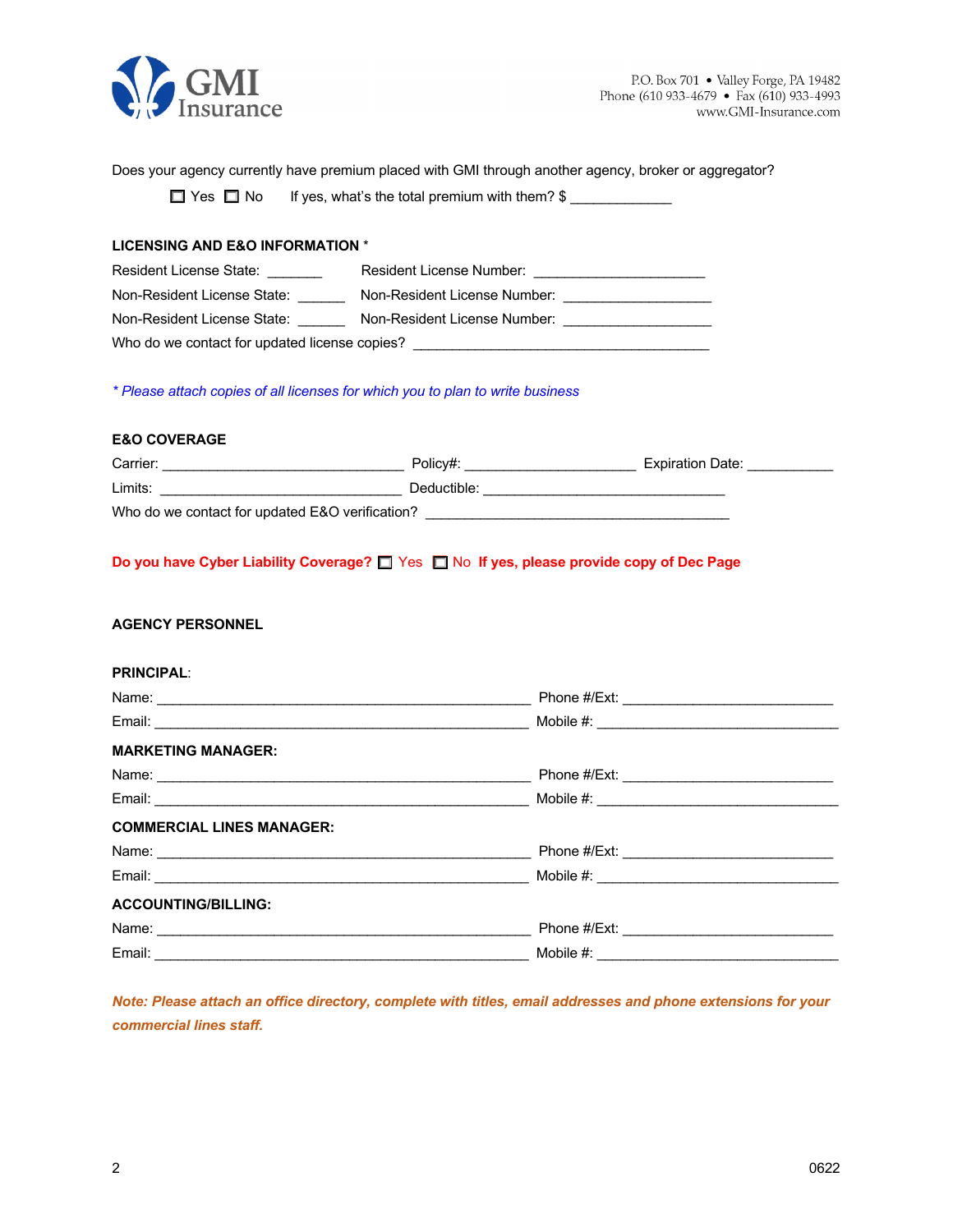Does your agency currently have premium placed with GMI through another agency, broker or aggregator?

☐ Yes ☐ No    If yes, what's the total premium with them? $ _____________

**LICENSING AND E&O INFORMATION** *

Resident License State: _______    Resident License Number: ______________________

Non-Resident License State: ______    Non-Resident License Number: ___________________

Non-Resident License State: ______    Non-Resident License Number: ___________________

Who do we contact for updated license copies? ______________________________________

*\* Please attach copies of all licenses for which you to plan to write business*

**E&O COVERAGE**

Carrier: _______________________________ Policy#: ______________________ Expiration Date: ___________

Limits: _______________________________ Deductible: _______________________________

Who do we contact for updated E&O verification? ________________________________________

**Do you have Cyber Liability Coverage?** ☐ Yes ☐ No **If yes, please provide copy of Dec Page**

**AGENCY PERSONNEL**

**PRINCIPAL**:

Name: ________________________________________________ Phone #/Ext: ___________________________

Email: ________________________________________________ Mobile #: _______________________________

**MARKETING MANAGER:**

Name: ________________________________________________ Phone #/Ext: ___________________________

Email: ________________________________________________ Mobile #: _______________________________

**COMMERCIAL LINES MANAGER:**

Name: ________________________________________________ Phone #/Ext: ___________________________

Email: ________________________________________________ Mobile #: _______________________________

**ACCOUNTING/BILLING:**

Name: ________________________________________________ Phone #/Ext: ___________________________

Email: ________________________________________________ Mobile #: _______________________________

***Note: Please attach an office directory, complete with titles, email addresses and phone extensions for your commercial lines staff.***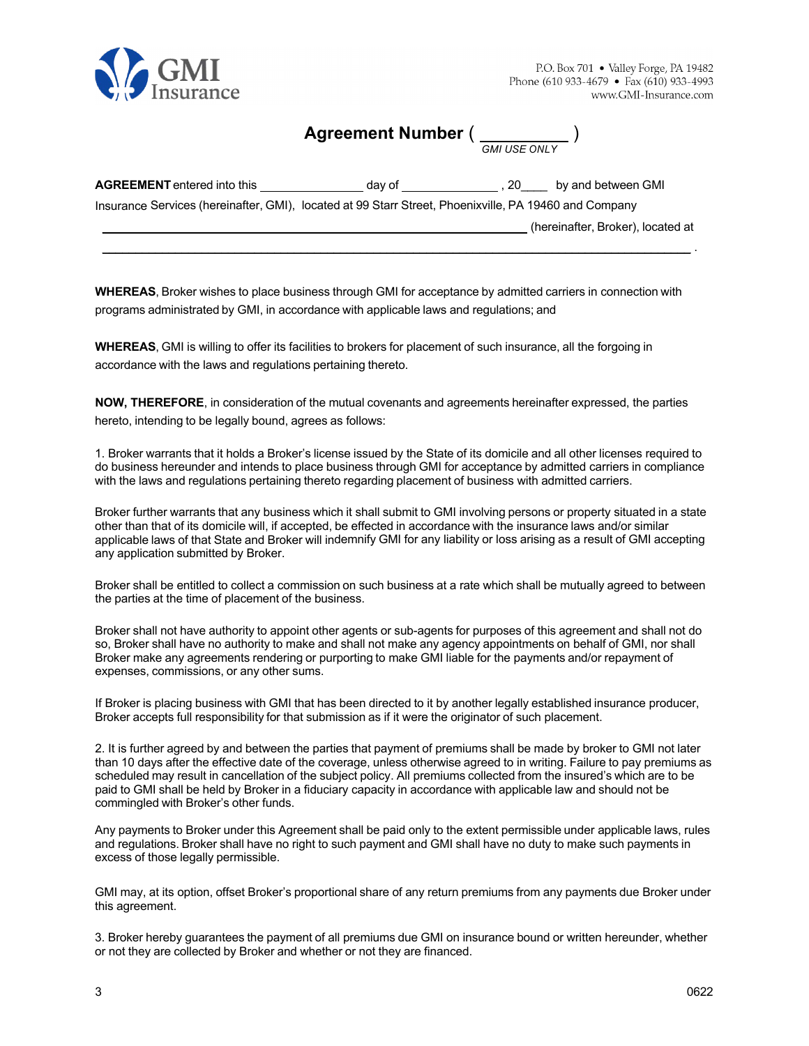GMI Insurance

P.O. Box 701 • Valley Forge, PA 19482
Phone (610 933-4679 • Fax (610) 933-4993
www.GMI-Insurance.com

## Agreement Number ( __________ )

*GMI USE ONLY*

**AGREEMENT** entered into this ______________ day of ______________ , 20____ by and between GMI Insurance Services (hereinafter, GMI), located at 99 Starr Street, Phoenixville, PA 19460 and Company ____________________________________________ (hereinafter, Broker), located at ____________________________________________________________ .

**WHEREAS**, Broker wishes to place business through GMI for acceptance by admitted carriers in connection with programs administrated by GMI, in accordance with applicable laws and regulations; and

**WHEREAS**, GMI is willing to offer its facilities to brokers for placement of such insurance, all the forgoing in accordance with the laws and regulations pertaining thereto.

**NOW, THEREFORE**, in consideration of the mutual covenants and agreements hereinafter expressed, the parties hereto, intending to be legally bound, agrees as follows:

1. Broker warrants that it holds a Broker's license issued by the State of its domicile and all other licenses required to do business hereunder and intends to place business through GMI for acceptance by admitted carriers in compliance with the laws and regulations pertaining thereto regarding placement of business with admitted carriers.

Broker further warrants that any business which it shall submit to GMI involving persons or property situated in a state other than that of its domicile will, if accepted, be effected in accordance with the insurance laws and/or similar applicable laws of that State and Broker will indemnify GMI for any liability or loss arising as a result of GMI accepting any application submitted by Broker.

Broker shall be entitled to collect a commission on such business at a rate which shall be mutually agreed to between the parties at the time of placement of the business.

Broker shall not have authority to appoint other agents or sub-agents for purposes of this agreement and shall not do so, Broker shall have no authority to make and shall not make any agency appointments on behalf of GMI, nor shall Broker make any agreements rendering or purporting to make GMI liable for the payments and/or repayment of expenses, commissions, or any other sums.

If Broker is placing business with GMI that has been directed to it by another legally established insurance producer, Broker accepts full responsibility for that submission as if it were the originator of such placement.

2. It is further agreed by and between the parties that payment of premiums shall be made by broker to GMI not later than 10 days after the effective date of the coverage, unless otherwise agreed to in writing. Failure to pay premiums as scheduled may result in cancellation of the subject policy. All premiums collected from the insured's which are to be paid to GMI shall be held by Broker in a fiduciary capacity in accordance with applicable law and should not be commingled with Broker's other funds.

Any payments to Broker under this Agreement shall be paid only to the extent permissible under applicable laws, rules and regulations. Broker shall have no right to such payment and GMI shall have no duty to make such payments in excess of those legally permissible.

GMI may, at its option, offset Broker's proportional share of any return premiums from any payments due Broker under this agreement.

3. Broker hereby guarantees the payment of all premiums due GMI on insurance bound or written hereunder, whether or not they are collected by Broker and whether or not they are financed.

0622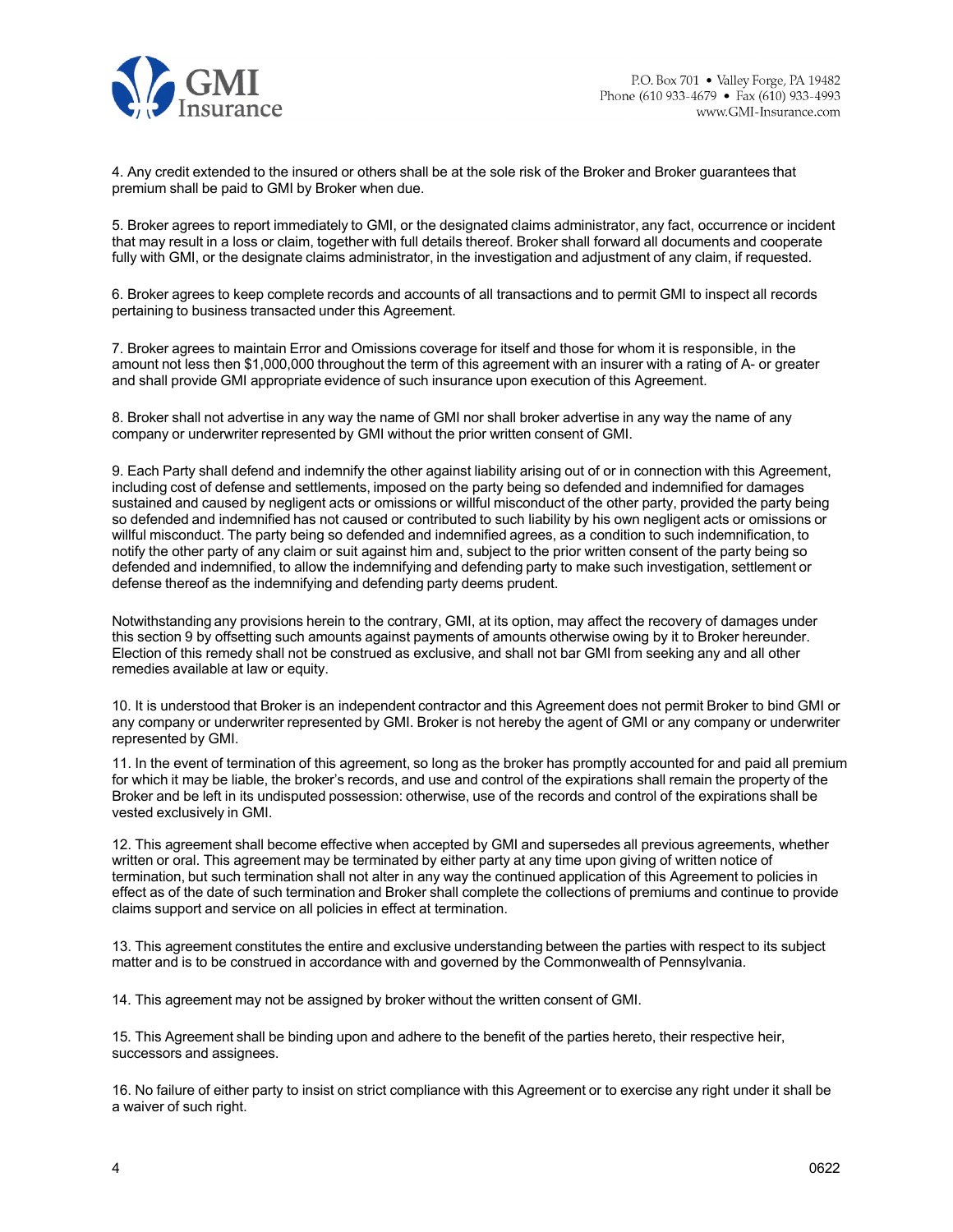4. Any credit extended to the insured or others shall be at the sole risk of the Broker and Broker guarantees that premium shall be paid to GMI by Broker when due.

5. Broker agrees to report immediately to GMI, or the designated claims administrator, any fact, occurrence or incident that may result in a loss or claim, together with full details thereof. Broker shall forward all documents and cooperate fully with GMI, or the designate claims administrator, in the investigation and adjustment of any claim, if requested.

6. Broker agrees to keep complete records and accounts of all transactions and to permit GMI to inspect all records pertaining to business transacted under this Agreement.

7. Broker agrees to maintain Error and Omissions coverage for itself and those for whom it is responsible, in the amount not less then $1,000,000 throughout the term of this agreement with an insurer with a rating of A- or greater and shall provide GMI appropriate evidence of such insurance upon execution of this Agreement.

8. Broker shall not advertise in any way the name of GMI nor shall broker advertise in any way the name of any company or underwriter represented by GMI without the prior written consent of GMI.

9. Each Party shall defend and indemnify the other against liability arising out of or in connection with this Agreement, including cost of defense and settlements, imposed on the party being so defended and indemnified for damages sustained and caused by negligent acts or omissions or willful misconduct of the other party, provided the party being so defended and indemnified has not caused or contributed to such liability by his own negligent acts or omissions or willful misconduct. The party being so defended and indemnified agrees, as a condition to such indemnification, to notify the other party of any claim or suit against him and, subject to the prior written consent of the party being so defended and indemnified, to allow the indemnifying and defending party to make such investigation, settlement or defense thereof as the indemnifying and defending party deems prudent.

Notwithstanding any provisions herein to the contrary, GMI, at its option, may affect the recovery of damages under this section 9 by offsetting such amounts against payments of amounts otherwise owing by it to Broker hereunder. Election of this remedy shall not be construed as exclusive, and shall not bar GMI from seeking any and all other remedies available at law or equity.

10. It is understood that Broker is an independent contractor and this Agreement does not permit Broker to bind GMI or any company or underwriter represented by GMI. Broker is not hereby the agent of GMI or any company or underwriter represented by GMI.

11. In the event of termination of this agreement, so long as the broker has promptly accounted for and paid all premium for which it may be liable, the broker's records, and use and control of the expirations shall remain the property of the Broker and be left in its undisputed possession: otherwise, use of the records and control of the expirations shall be vested exclusively in GMI.

12. This agreement shall become effective when accepted by GMI and supersedes all previous agreements, whether written or oral. This agreement may be terminated by either party at any time upon giving of written notice of termination, but such termination shall not alter in any way the continued application of this Agreement to policies in effect as of the date of such termination and Broker shall complete the collections of premiums and continue to provide claims support and service on all policies in effect at termination.

13. This agreement constitutes the entire and exclusive understanding between the parties with respect to its subject matter and is to be construed in accordance with and governed by the Commonwealth of Pennsylvania.

14. This agreement may not be assigned by broker without the written consent of GMI.

15. This Agreement shall be binding upon and adhere to the benefit of the parties hereto, their respective heir, successors and assignees.

16. No failure of either party to insist on strict compliance with this Agreement or to exercise any right under it shall be a waiver of such right.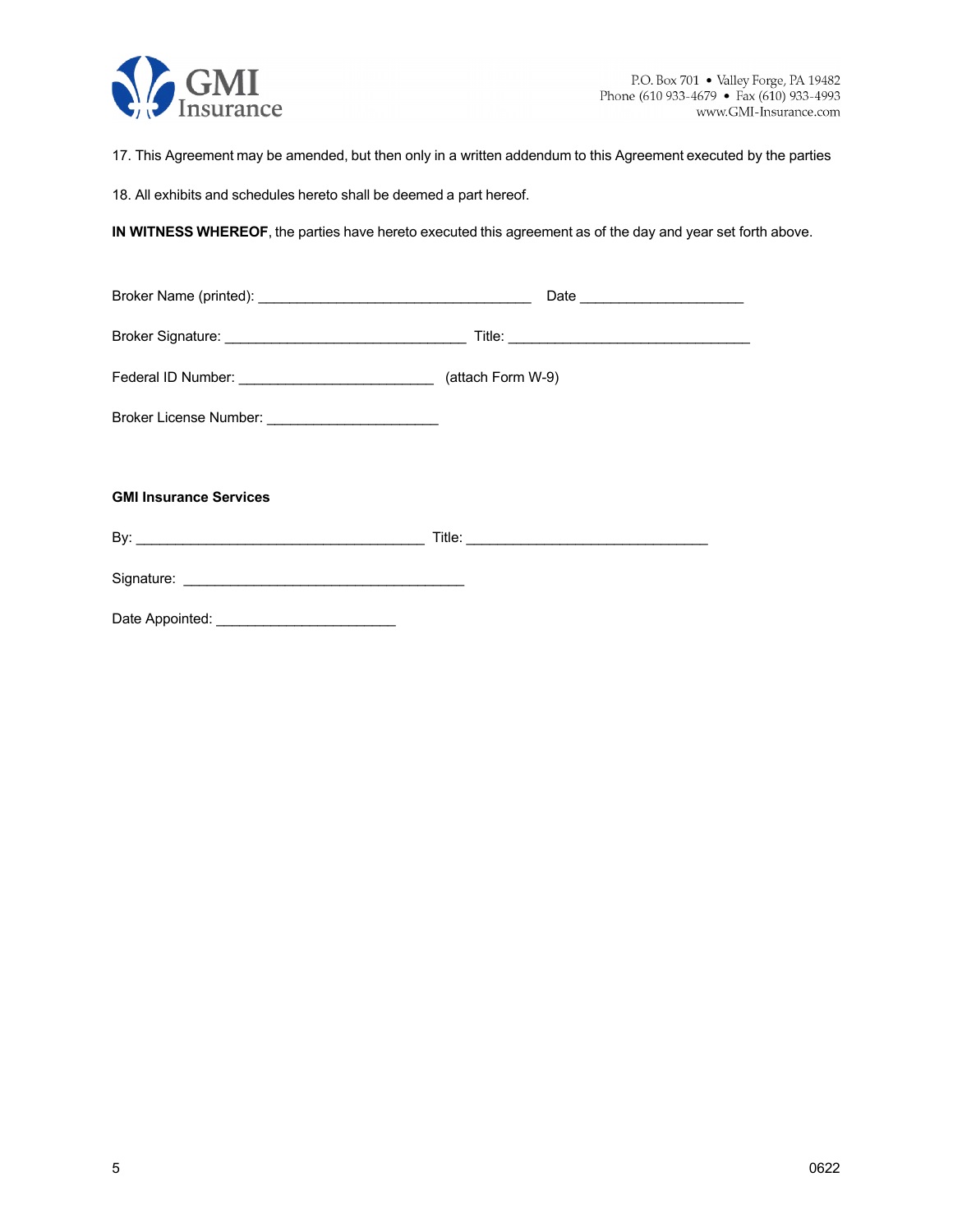17. This Agreement may be amended, but then only in a written addendum to this Agreement executed by the parties

18. All exhibits and schedules hereto shall be deemed a part hereof.

**IN WITNESS WHEREOF**, the parties have hereto executed this agreement as of the day and year set forth above.

Broker Name (printed): ___________________________________ Date _____________________

Broker Signature: _______________________________ Title: _______________________________

Federal ID Number: _________________________ (attach Form W-9)

Broker License Number: ______________________

**GMI Insurance Services**

By: _____________________________________ Title: _______________________________

Signature: ____________________________________

Date Appointed: _______________________